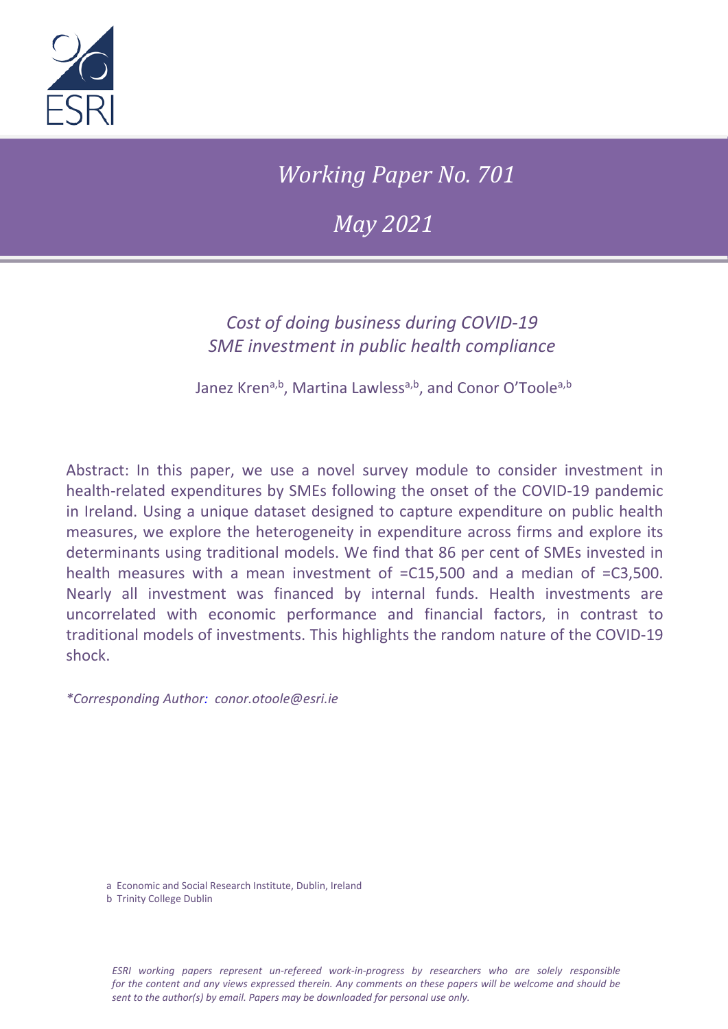*Working Paper No. 701*

*May 2021*

## *Cost of doing business during COVID-19 SME investment in public health compliance*

Janez Kren[a,b], Martina Lawless[a,b], and Conor O'Toole[a,b]

Abstract: In this paper, we use a novel survey module to consider investment in health-related expenditures by SMEs following the onset of the COVID-19 pandemic in Ireland. Using a unique dataset designed to capture expenditure on public health measures, we explore the heterogeneity in expenditure across firms and explore its determinants using traditional models. We find that 86 per cent of SMEs invested in health measures with a mean investment of €15,500 and a median of €3,500. Nearly all investment was financed by internal funds. Health investments are uncorrelated with economic performance and financial factors, in contrast to traditional models of investments. This highlights the random nature of the COVID-19 shock.

*\*Corresponding Author: conor.otoole@esri.ie*

a Economic and Social Research Institute, Dublin, Ireland
b Trinity College Dublin

*ESRI working papers represent un-refereed work-in-progress by researchers who are solely responsible for the content and any views expressed therein. Any comments on these papers will be welcome and should be sent to the author(s) by email. Papers may be downloaded for personal use only.*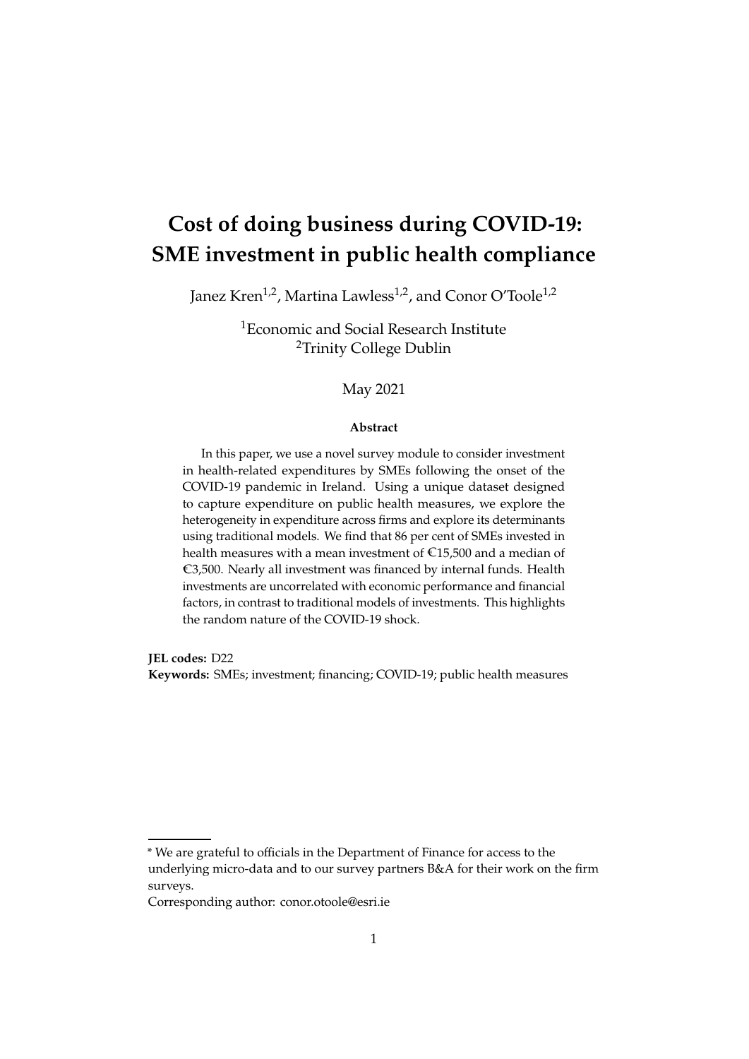# Cost of doing business during COVID-19: SME investment in public health compliance

Janez Kren[1,2], Martina Lawless[1,2], and Conor O'Toole[1,2]

[1]Economic and Social Research Institute
[2]Trinity College Dublin

May 2021

**Abstract**

In this paper, we use a novel survey module to consider investment in health-related expenditures by SMEs following the onset of the COVID-19 pandemic in Ireland. Using a unique dataset designed to capture expenditure on public health measures, we explore the heterogeneity in expenditure across firms and explore its determinants using traditional models. We find that 86 per cent of SMEs invested in health measures with a mean investment of €15,500 and a median of €3,500. Nearly all investment was financed by internal funds. Health investments are uncorrelated with economic performance and financial factors, in contrast to traditional models of investments. This highlights the random nature of the COVID-19 shock.

**JEL codes:** D22
**Keywords:** SMEs; investment; financing; COVID-19; public health measures

* We are grateful to officials in the Department of Finance for access to the underlying micro-data and to our survey partners B&A for their work on the firm surveys.
Corresponding author: conor.otoole@esri.ie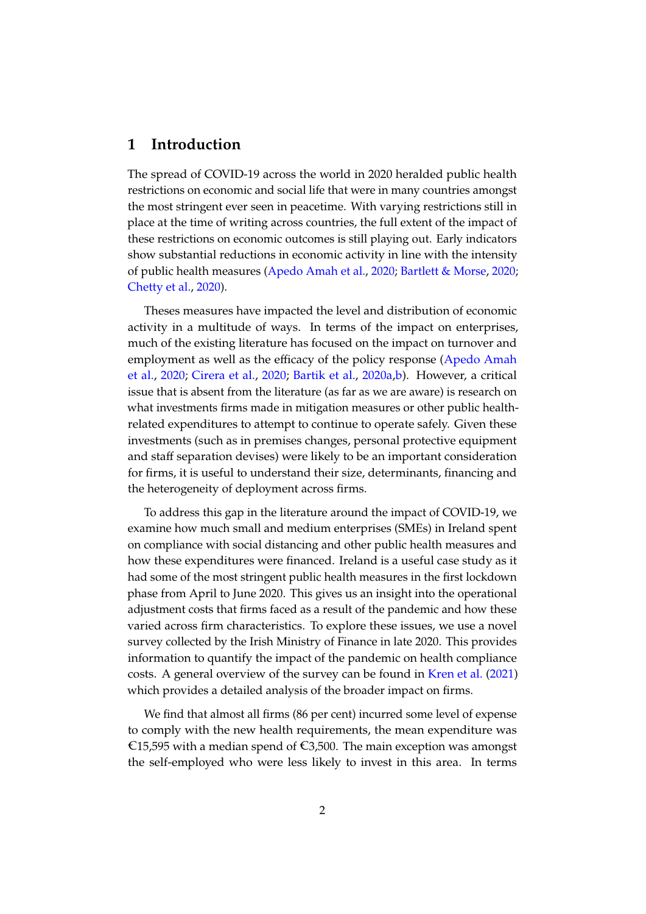# 1 Introduction

The spread of COVID-19 across the world in 2020 heralded public health restrictions on economic and social life that were in many countries amongst the most stringent ever seen in peacetime. With varying restrictions still in place at the time of writing across countries, the full extent of the impact of these restrictions on economic outcomes is still playing out. Early indicators show substantial reductions in economic activity in line with the intensity of public health measures (Apedo Amah et al., 2020; Bartlett & Morse, 2020; Chetty et al., 2020).

Theses measures have impacted the level and distribution of economic activity in a multitude of ways. In terms of the impact on enterprises, much of the existing literature has focused on the impact on turnover and employment as well as the efficacy of the policy response (Apedo Amah et al., 2020; Cirera et al., 2020; Bartik et al., 2020a,b). However, a critical issue that is absent from the literature (as far as we are aware) is research on what investments firms made in mitigation measures or other public health-related expenditures to attempt to continue to operate safely. Given these investments (such as in premises changes, personal protective equipment and staff separation devises) were likely to be an important consideration for firms, it is useful to understand their size, determinants, financing and the heterogeneity of deployment across firms.

To address this gap in the literature around the impact of COVID-19, we examine how much small and medium enterprises (SMEs) in Ireland spent on compliance with social distancing and other public health measures and how these expenditures were financed. Ireland is a useful case study as it had some of the most stringent public health measures in the first lockdown phase from April to June 2020. This gives us an insight into the operational adjustment costs that firms faced as a result of the pandemic and how these varied across firm characteristics. To explore these issues, we use a novel survey collected by the Irish Ministry of Finance in late 2020. This provides information to quantify the impact of the pandemic on health compliance costs. A general overview of the survey can be found in Kren et al. (2021) which provides a detailed analysis of the broader impact on firms.

We find that almost all firms (86 per cent) incurred some level of expense to comply with the new health requirements, the mean expenditure was €15,595 with a median spend of €3,500. The main exception was amongst the self-employed who were less likely to invest in this area. In terms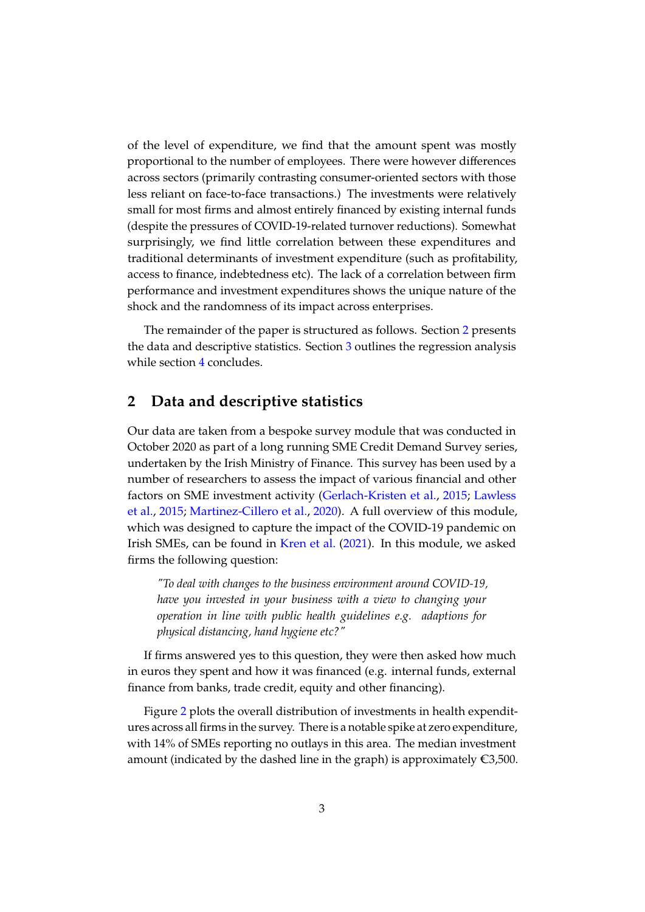of the level of expenditure, we find that the amount spent was mostly proportional to the number of employees. There were however differences across sectors (primarily contrasting consumer-oriented sectors with those less reliant on face-to-face transactions.) The investments were relatively small for most firms and almost entirely financed by existing internal funds (despite the pressures of COVID-19-related turnover reductions). Somewhat surprisingly, we find little correlation between these expenditures and traditional determinants of investment expenditure (such as profitability, access to finance, indebtedness etc). The lack of a correlation between firm performance and investment expenditures shows the unique nature of the shock and the randomness of its impact across enterprises.

The remainder of the paper is structured as follows. Section 2 presents the data and descriptive statistics. Section 3 outlines the regression analysis while section 4 concludes.

## 2 Data and descriptive statistics

Our data are taken from a bespoke survey module that was conducted in October 2020 as part of a long running SME Credit Demand Survey series, undertaken by the Irish Ministry of Finance. This survey has been used by a number of researchers to assess the impact of various financial and other factors on SME investment activity (Gerlach-Kristen et al., 2015; Lawless et al., 2015; Martinez-Cillero et al., 2020). A full overview of this module, which was designed to capture the impact of the COVID-19 pandemic on Irish SMEs, can be found in Kren et al. (2021). In this module, we asked firms the following question:

> *"To deal with changes to the business environment around COVID-19, have you invested in your business with a view to changing your operation in line with public health guidelines e.g. adaptions for physical distancing, hand hygiene etc?"*

If firms answered yes to this question, they were then asked how much in euros they spent and how it was financed (e.g. internal funds, external finance from banks, trade credit, equity and other financing).

Figure 2 plots the overall distribution of investments in health expenditures across all firms in the survey. There is a notable spike at zero expenditure, with 14% of SMEs reporting no outlays in this area. The median investment amount (indicated by the dashed line in the graph) is approximately €3,500.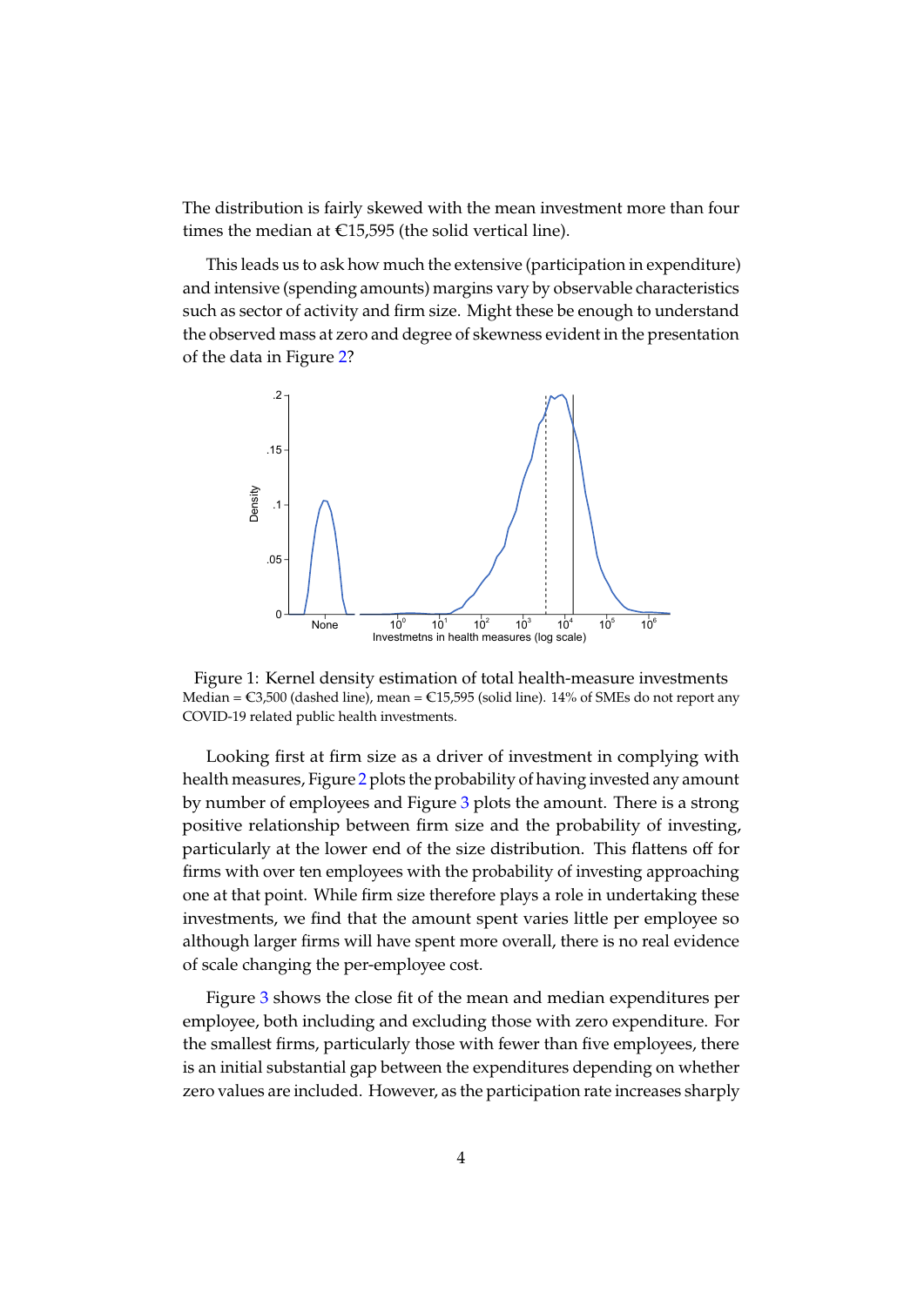The distribution is fairly skewed with the mean investment more than four times the median at €15,595 (the solid vertical line).

This leads us to ask how much the extensive (participation in expenditure) and intensive (spending amounts) margins vary by observable characteristics such as sector of activity and firm size. Might these be enough to understand the observed mass at zero and degree of skewness evident in the presentation of the data in Figure 2?

Figure 1: Kernel density estimation of total health-measure investments
Median = €3,500 (dashed line), mean = €15,595 (solid line). 14% of SMEs do not report any COVID-19 related public health investments.

Looking first at firm size as a driver of investment in complying with health measures, Figure 2 plots the probability of having invested any amount by number of employees and Figure 3 plots the amount. There is a strong positive relationship between firm size and the probability of investing, particularly at the lower end of the size distribution. This flattens off for firms with over ten employees with the probability of investing approaching one at that point. While firm size therefore plays a role in undertaking these investments, we find that the amount spent varies little per employee so although larger firms will have spent more overall, there is no real evidence of scale changing the per-employee cost.

Figure 3 shows the close fit of the mean and median expenditures per employee, both including and excluding those with zero expenditure. For the smallest firms, particularly those with fewer than five employees, there is an initial substantial gap between the expenditures depending on whether zero values are included. However, as the participation rate increases sharply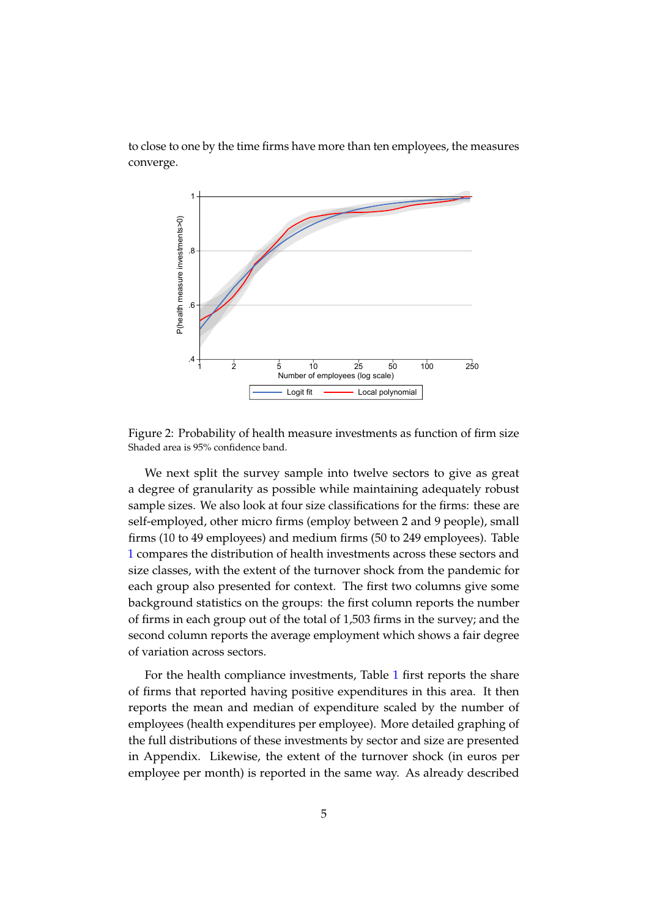to close to one by the time firms have more than ten employees, the measures converge.

Figure 2: Probability of health measure investments as function of firm size
Shaded area is 95% confidence band.

We next split the survey sample into twelve sectors to give as great a degree of granularity as possible while maintaining adequately robust sample sizes. We also look at four size classifications for the firms: these are self-employed, other micro firms (employ between 2 and 9 people), small firms (10 to 49 employees) and medium firms (50 to 249 employees). Table 1 compares the distribution of health investments across these sectors and size classes, with the extent of the turnover shock from the pandemic for each group also presented for context. The first two columns give some background statistics on the groups: the first column reports the number of firms in each group out of the total of 1,503 firms in the survey; and the second column reports the average employment which shows a fair degree of variation across sectors.

For the health compliance investments, Table 1 first reports the share of firms that reported having positive expenditures in this area. It then reports the mean and median of expenditure scaled by the number of employees (health expenditures per employee). More detailed graphing of the full distributions of these investments by sector and size are presented in Appendix. Likewise, the extent of the turnover shock (in euros per employee per month) is reported in the same way. As already described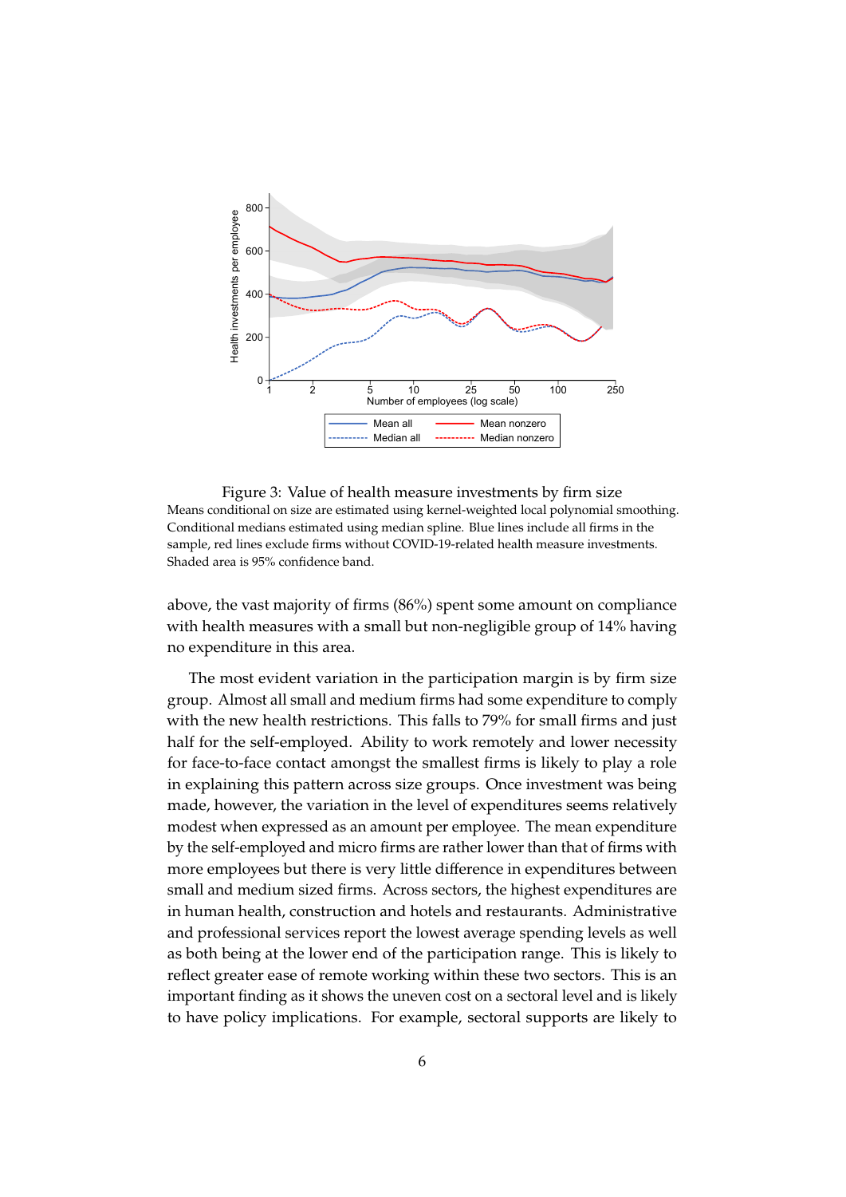Figure 3: Value of health measure investments by firm size

Means conditional on size are estimated using kernel-weighted local polynomial smoothing. Conditional medians estimated using median spline. Blue lines include all firms in the sample, red lines exclude firms without COVID-19-related health measure investments. Shaded area is 95% confidence band.

above, the vast majority of firms (86%) spent some amount on compliance with health measures with a small but non-negligible group of 14% having no expenditure in this area.

The most evident variation in the participation margin is by firm size group. Almost all small and medium firms had some expenditure to comply with the new health restrictions. This falls to 79% for small firms and just half for the self-employed. Ability to work remotely and lower necessity for face-to-face contact amongst the smallest firms is likely to play a role in explaining this pattern across size groups. Once investment was being made, however, the variation in the level of expenditures seems relatively modest when expressed as an amount per employee. The mean expenditure by the self-employed and micro firms are rather lower than that of firms with more employees but there is very little difference in expenditures between small and medium sized firms. Across sectors, the highest expenditures are in human health, construction and hotels and restaurants. Administrative and professional services report the lowest average spending levels as well as both being at the lower end of the participation range. This is likely to reflect greater ease of remote working within these two sectors. This is an important finding as it shows the uneven cost on a sectoral level and is likely to have policy implications. For example, sectoral supports are likely to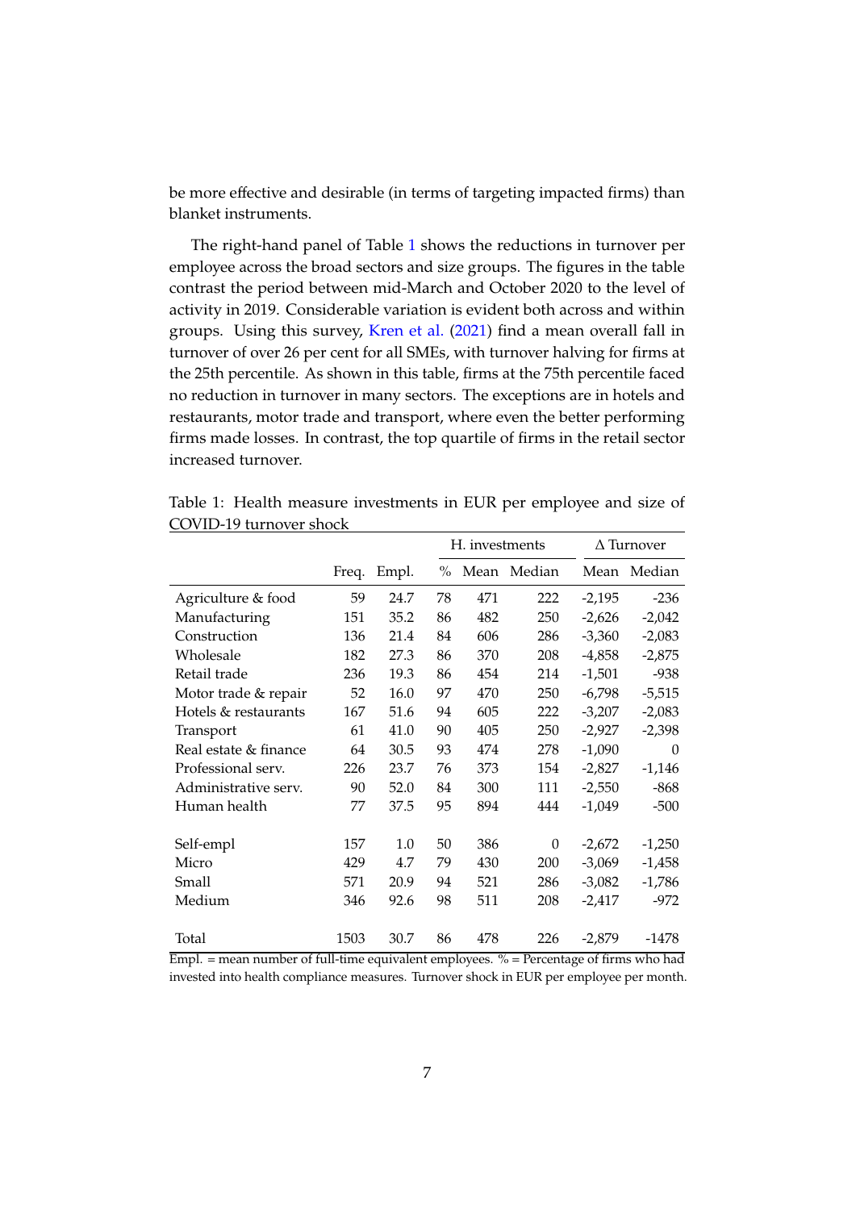be more effective and desirable (in terms of targeting impacted firms) than blanket instruments.

The right-hand panel of Table 1 shows the reductions in turnover per employee across the broad sectors and size groups. The figures in the table contrast the period between mid-March and October 2020 to the level of activity in 2019. Considerable variation is evident both across and within groups. Using this survey, Kren et al. (2021) find a mean overall fall in turnover of over 26 per cent for all SMEs, with turnover halving for firms at the 25th percentile. As shown in this table, firms at the 75th percentile faced no reduction in turnover in many sectors. The exceptions are in hotels and restaurants, motor trade and transport, where even the better performing firms made losses. In contrast, the top quartile of firms in the retail sector increased turnover.

Table 1: Health measure investments in EUR per employee and size of COVID-19 turnover shock

| | | | H. investments | | | Δ Turnover | |
|---|---|---|---|---|---|---|---|
| | Freq. | Empl. | % | Mean | Median | Mean | Median |
| Agriculture & food | 59 | 24.7 | 78 | 471 | 222 | -2,195 | -236 |
| Manufacturing | 151 | 35.2 | 86 | 482 | 250 | -2,626 | -2,042 |
| Construction | 136 | 21.4 | 84 | 606 | 286 | -3,360 | -2,083 |
| Wholesale | 182 | 27.3 | 86 | 370 | 208 | -4,858 | -2,875 |
| Retail trade | 236 | 19.3 | 86 | 454 | 214 | -1,501 | -938 |
| Motor trade & repair | 52 | 16.0 | 97 | 470 | 250 | -6,798 | -5,515 |
| Hotels & restaurants | 167 | 51.6 | 94 | 605 | 222 | -3,207 | -2,083 |
| Transport | 61 | 41.0 | 90 | 405 | 250 | -2,927 | -2,398 |
| Real estate & finance | 64 | 30.5 | 93 | 474 | 278 | -1,090 | 0 |
| Professional serv. | 226 | 23.7 | 76 | 373 | 154 | -2,827 | -1,146 |
| Administrative serv. | 90 | 52.0 | 84 | 300 | 111 | -2,550 | -868 |
| Human health | 77 | 37.5 | 95 | 894 | 444 | -1,049 | -500 |
| | | | | | | | |
| Self-empl | 157 | 1.0 | 50 | 386 | 0 | -2,672 | -1,250 |
| Micro | 429 | 4.7 | 79 | 430 | 200 | -3,069 | -1,458 |
| Small | 571 | 20.9 | 94 | 521 | 286 | -3,082 | -1,786 |
| Medium | 346 | 92.6 | 98 | 511 | 208 | -2,417 | -972 |
| | | | | | | | |
| Total | 1503 | 30.7 | 86 | 478 | 226 | -2,879 | -1478 |

Empl. = mean number of full-time equivalent employees. % = Percentage of firms who had invested into health compliance measures. Turnover shock in EUR per employee per month.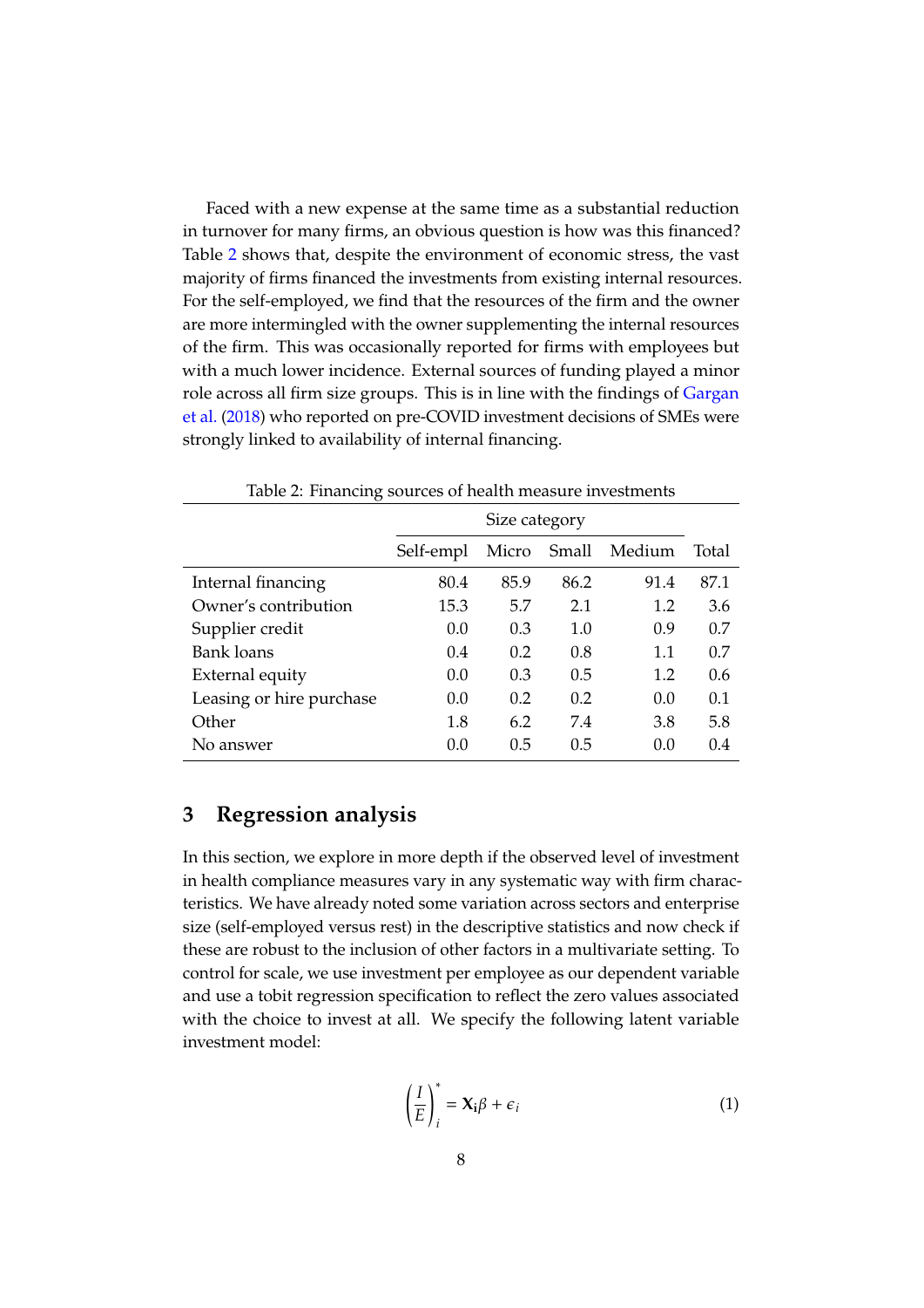Faced with a new expense at the same time as a substantial reduction in turnover for many firms, an obvious question is how was this financed? Table 2 shows that, despite the environment of economic stress, the vast majority of firms financed the investments from existing internal resources. For the self-employed, we find that the resources of the firm and the owner are more intermingled with the owner supplementing the internal resources of the firm. This was occasionally reported for firms with employees but with a much lower incidence. External sources of funding played a minor role across all firm size groups. This is in line with the findings of Gargan et al. (2018) who reported on pre-COVID investment decisions of SMEs were strongly linked to availability of internal financing.

Table 2: Financing sources of health measure investments

| | Size category | | | | |
|---|---|---|---|---|---|
| | Self-empl | Micro | Small | Medium | Total |
| Internal financing | 80.4 | 85.9 | 86.2 | 91.4 | 87.1 |
| Owner's contribution | 15.3 | 5.7 | 2.1 | 1.2 | 3.6 |
| Supplier credit | 0.0 | 0.3 | 1.0 | 0.9 | 0.7 |
| Bank loans | 0.4 | 0.2 | 0.8 | 1.1 | 0.7 |
| External equity | 0.0 | 0.3 | 0.5 | 1.2 | 0.6 |
| Leasing or hire purchase | 0.0 | 0.2 | 0.2 | 0.0 | 0.1 |
| Other | 1.8 | 6.2 | 7.4 | 3.8 | 5.8 |
| No answer | 0.0 | 0.5 | 0.5 | 0.0 | 0.4 |

## 3 Regression analysis

In this section, we explore in more depth if the observed level of investment in health compliance measures vary in any systematic way with firm characteristics. We have already noted some variation across sectors and enterprise size (self-employed versus rest) in the descriptive statistics and now check if these are robust to the inclusion of other factors in a multivariate setting. To control for scale, we use investment per employee as our dependent variable and use a tobit regression specification to reflect the zero values associated with the choice to invest at all. We specify the following latent variable investment model:

$$\left(\frac{I}{E}\right)_i^* = \mathbf{X_i}\beta + \epsilon_i \tag{1}$$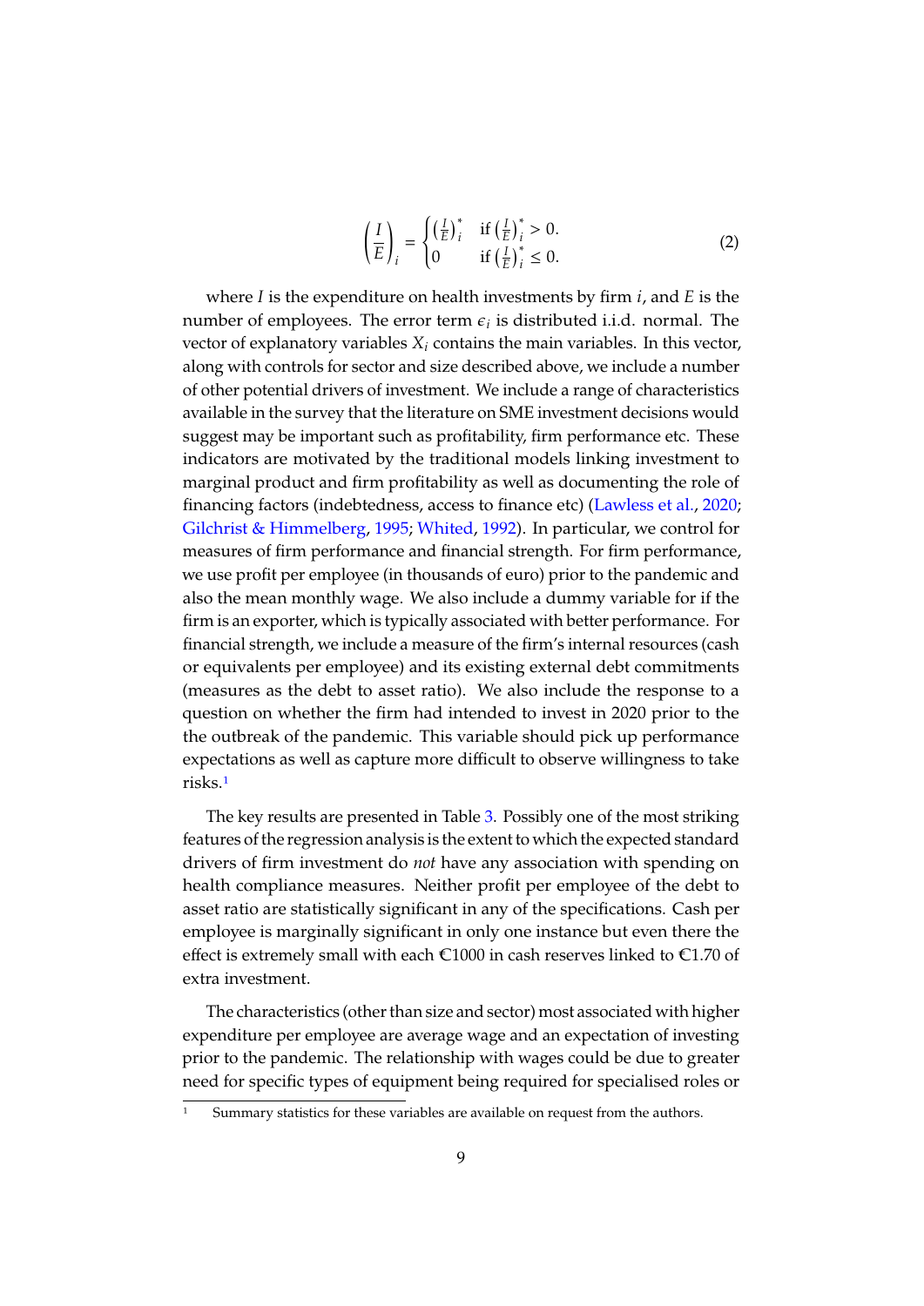$$\left(\frac{I}{E}\right)_i = \begin{cases} \left(\frac{I}{E}\right)_i^* & \text{if } \left(\frac{I}{E}\right)_i^* > 0. \\ 0 & \text{if } \left(\frac{I}{E}\right)_i^* \leq 0. \end{cases} \tag{2}$$

where $I$ is the expenditure on health investments by firm $i$, and $E$ is the number of employees. The error term $\epsilon_i$ is distributed i.i.d. normal. The vector of explanatory variables $X_i$ contains the main variables. In this vector, along with controls for sector and size described above, we include a number of other potential drivers of investment. We include a range of characteristics available in the survey that the literature on SME investment decisions would suggest may be important such as profitability, firm performance etc. These indicators are motivated by the traditional models linking investment to marginal product and firm profitability as well as documenting the role of financing factors (indebtedness, access to finance etc) (Lawless et al., 2020; Gilchrist & Himmelberg, 1995; Whited, 1992). In particular, we control for measures of firm performance and financial strength. For firm performance, we use profit per employee (in thousands of euro) prior to the pandemic and also the mean monthly wage. We also include a dummy variable for if the firm is an exporter, which is typically associated with better performance. For financial strength, we include a measure of the firm's internal resources (cash or equivalents per employee) and its existing external debt commitments (measures as the debt to asset ratio). We also include the response to a question on whether the firm had intended to invest in 2020 prior to the the outbreak of the pandemic. This variable should pick up performance expectations as well as capture more difficult to observe willingness to take risks.[1]

The key results are presented in Table 3. Possibly one of the most striking features of the regression analysis is the extent to which the expected standard drivers of firm investment do *not* have any association with spending on health compliance measures. Neither profit per employee of the debt to asset ratio are statistically significant in any of the specifications. Cash per employee is marginally significant in only one instance but even there the effect is extremely small with each €1000 in cash reserves linked to €1.70 of extra investment.

The characteristics (other than size and sector) most associated with higher expenditure per employee are average wage and an expectation of investing prior to the pandemic. The relationship with wages could be due to greater need for specific types of equipment being required for specialised roles or

[1] Summary statistics for these variables are available on request from the authors.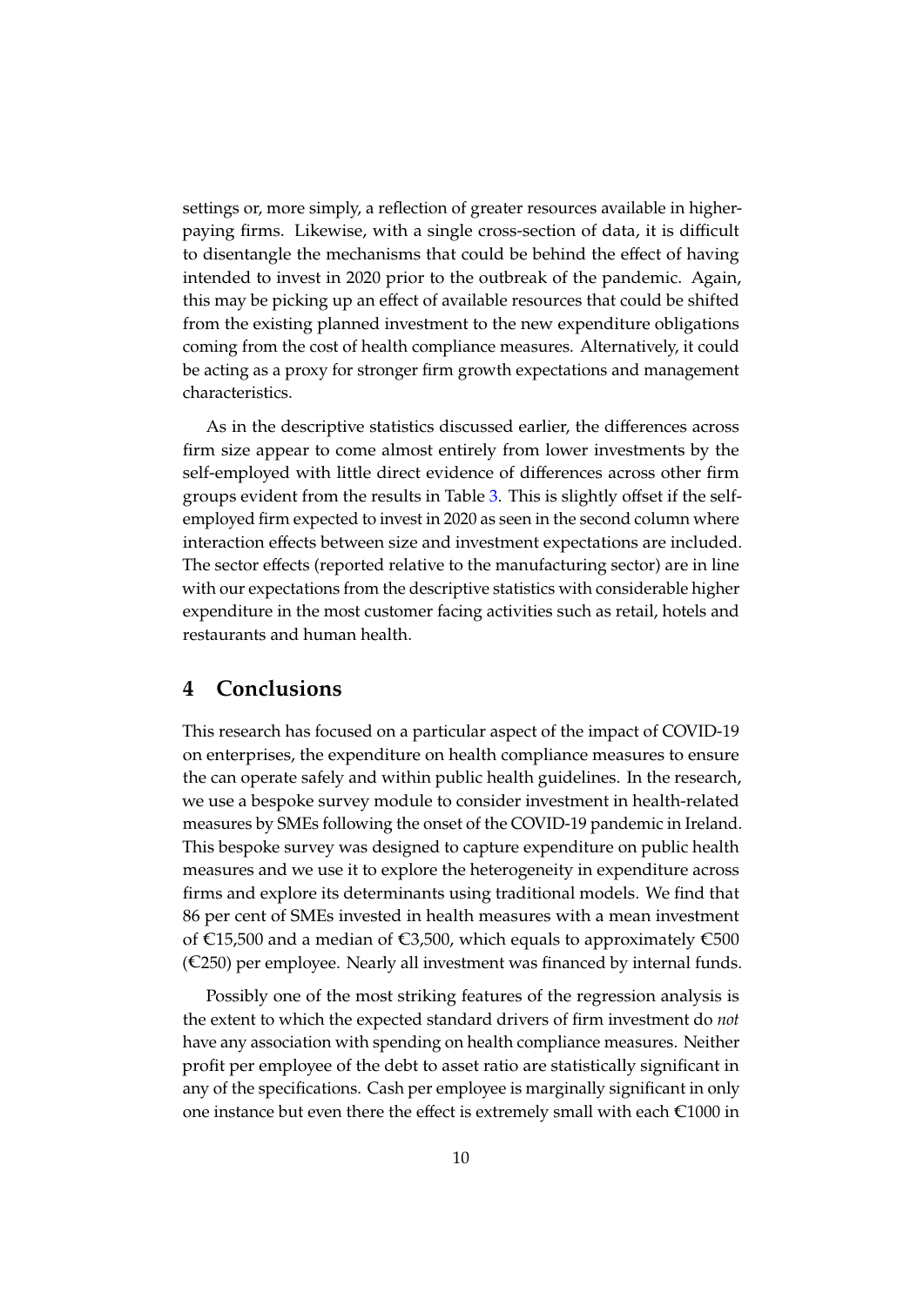settings or, more simply, a reflection of greater resources available in higher-paying firms. Likewise, with a single cross-section of data, it is difficult to disentangle the mechanisms that could be behind the effect of having intended to invest in 2020 prior to the outbreak of the pandemic. Again, this may be picking up an effect of available resources that could be shifted from the existing planned investment to the new expenditure obligations coming from the cost of health compliance measures. Alternatively, it could be acting as a proxy for stronger firm growth expectations and management characteristics.

As in the descriptive statistics discussed earlier, the differences across firm size appear to come almost entirely from lower investments by the self-employed with little direct evidence of differences across other firm groups evident from the results in Table 3. This is slightly offset if the self-employed firm expected to invest in 2020 as seen in the second column where interaction effects between size and investment expectations are included. The sector effects (reported relative to the manufacturing sector) are in line with our expectations from the descriptive statistics with considerable higher expenditure in the most customer facing activities such as retail, hotels and restaurants and human health.

## 4 Conclusions

This research has focused on a particular aspect of the impact of COVID-19 on enterprises, the expenditure on health compliance measures to ensure the can operate safely and within public health guidelines. In the research, we use a bespoke survey module to consider investment in health-related measures by SMEs following the onset of the COVID-19 pandemic in Ireland. This bespoke survey was designed to capture expenditure on public health measures and we use it to explore the heterogeneity in expenditure across firms and explore its determinants using traditional models. We find that 86 per cent of SMEs invested in health measures with a mean investment of €15,500 and a median of €3,500, which equals to approximately €500 (€250) per employee. Nearly all investment was financed by internal funds.

Possibly one of the most striking features of the regression analysis is the extent to which the expected standard drivers of firm investment do *not* have any association with spending on health compliance measures. Neither profit per employee of the debt to asset ratio are statistically significant in any of the specifications. Cash per employee is marginally significant in only one instance but even there the effect is extremely small with each €1000 in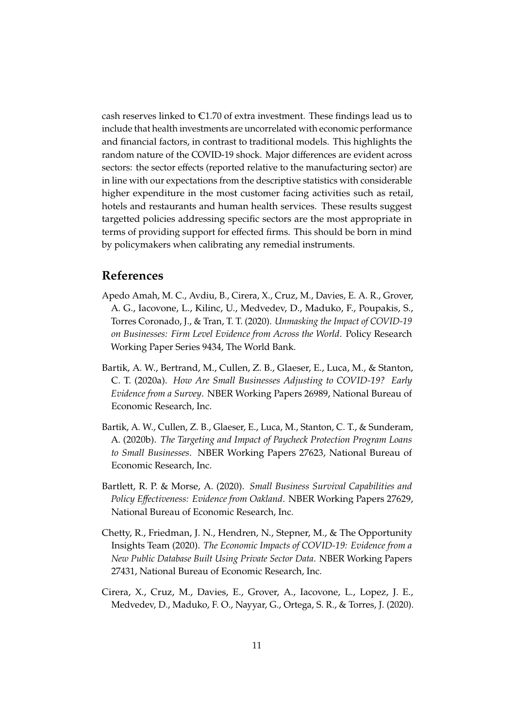cash reserves linked to €1.70 of extra investment. These findings lead us to include that health investments are uncorrelated with economic performance and financial factors, in contrast to traditional models. This highlights the random nature of the COVID-19 shock. Major differences are evident across sectors: the sector effects (reported relative to the manufacturing sector) are in line with our expectations from the descriptive statistics with considerable higher expenditure in the most customer facing activities such as retail, hotels and restaurants and human health services. These results suggest targetted policies addressing specific sectors are the most appropriate in terms of providing support for effected firms. This should be born in mind by policymakers when calibrating any remedial instruments.

## References

Apedo Amah, M. C., Avdiu, B., Cirera, X., Cruz, M., Davies, E. A. R., Grover, A. G., Iacovone, L., Kilinc, U., Medvedev, D., Maduko, F., Poupakis, S., Torres Coronado, J., & Tran, T. T. (2020). *Unmasking the Impact of COVID-19 on Businesses: Firm Level Evidence from Across the World*. Policy Research Working Paper Series 9434, The World Bank.

Bartik, A. W., Bertrand, M., Cullen, Z. B., Glaeser, E., Luca, M., & Stanton, C. T. (2020a). *How Are Small Businesses Adjusting to COVID-19? Early Evidence from a Survey*. NBER Working Papers 26989, National Bureau of Economic Research, Inc.

Bartik, A. W., Cullen, Z. B., Glaeser, E., Luca, M., Stanton, C. T., & Sunderam, A. (2020b). *The Targeting and Impact of Paycheck Protection Program Loans to Small Businesses*. NBER Working Papers 27623, National Bureau of Economic Research, Inc.

Bartlett, R. P. & Morse, A. (2020). *Small Business Survival Capabilities and Policy Effectiveness: Evidence from Oakland*. NBER Working Papers 27629, National Bureau of Economic Research, Inc.

Chetty, R., Friedman, J. N., Hendren, N., Stepner, M., & The Opportunity Insights Team (2020). *The Economic Impacts of COVID-19: Evidence from a New Public Database Built Using Private Sector Data*. NBER Working Papers 27431, National Bureau of Economic Research, Inc.

Cirera, X., Cruz, M., Davies, E., Grover, A., Iacovone, L., Lopez, J. E., Medvedev, D., Maduko, F. O., Nayyar, G., Ortega, S. R., & Torres, J. (2020).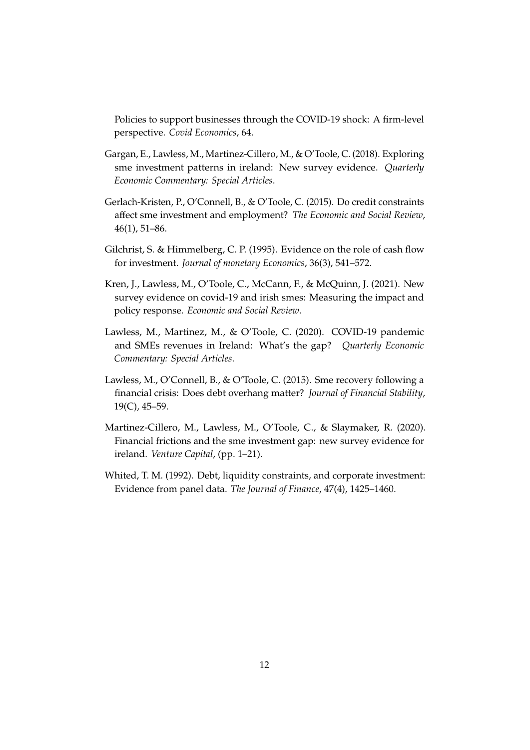Policies to support businesses through the COVID-19 shock: A firm-level perspective. *Covid Economics*, 64.

Gargan, E., Lawless, M., Martinez-Cillero, M., & O'Toole, C. (2018). Exploring sme investment patterns in ireland: New survey evidence. *Quarterly Economic Commentary: Special Articles*.

Gerlach-Kristen, P., O'Connell, B., & O'Toole, C. (2015). Do credit constraints affect sme investment and employment? *The Economic and Social Review*, 46(1), 51–86.

Gilchrist, S. & Himmelberg, C. P. (1995). Evidence on the role of cash flow for investment. *Journal of monetary Economics*, 36(3), 541–572.

Kren, J., Lawless, M., O'Toole, C., McCann, F., & McQuinn, J. (2021). New survey evidence on covid-19 and irish smes: Measuring the impact and policy response. *Economic and Social Review*.

Lawless, M., Martinez, M., & O'Toole, C. (2020). COVID-19 pandemic and SMEs revenues in Ireland: What's the gap? *Quarterly Economic Commentary: Special Articles*.

Lawless, M., O'Connell, B., & O'Toole, C. (2015). Sme recovery following a financial crisis: Does debt overhang matter? *Journal of Financial Stability*, 19(C), 45–59.

Martinez-Cillero, M., Lawless, M., O'Toole, C., & Slaymaker, R. (2020). Financial frictions and the sme investment gap: new survey evidence for ireland. *Venture Capital*, (pp. 1–21).

Whited, T. M. (1992). Debt, liquidity constraints, and corporate investment: Evidence from panel data. *The Journal of Finance*, 47(4), 1425–1460.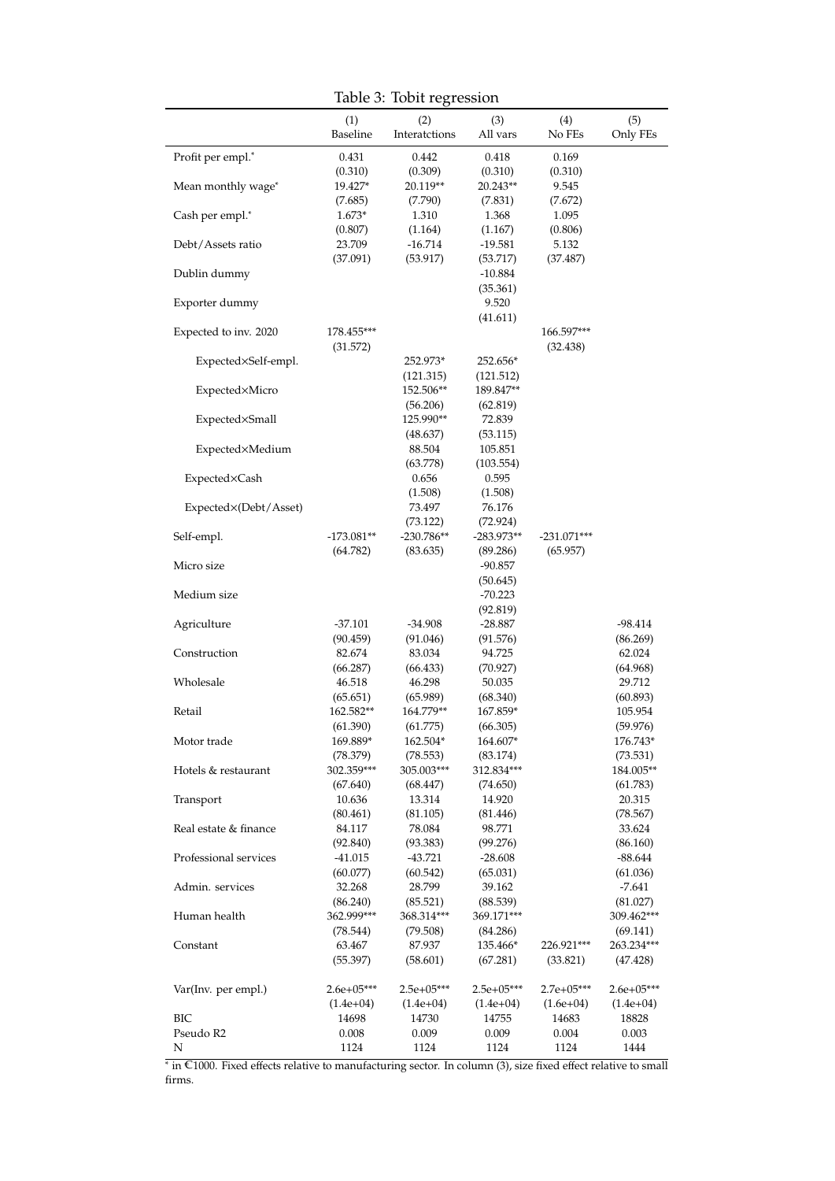Table 3: Tobit regression

| | (1) Baseline | (2) Interatctions | (3) All vars | (4) No FEs | (5) Only FEs |
|---|---|---|---|---|---|
| Profit per empl.* | 0.431 | 0.442 | 0.418 | 0.169 | |
| | (0.310) | (0.309) | (0.310) | (0.310) | |
| Mean monthly wage* | 19.427* | 20.119** | 20.243** | 9.545 | |
| | (7.685) | (7.790) | (7.831) | (7.672) | |
| Cash per empl.* | 1.673* | 1.310 | 1.368 | 1.095 | |
| | (0.807) | (1.164) | (1.167) | (0.806) | |
| Debt/Assets ratio | 23.709 | -16.714 | -19.581 | 5.132 | |
| | (37.091) | (53.917) | (53.717) | (37.487) | |
| Dublin dummy | | | -10.884 | | |
| | | | (35.361) | | |
| Exporter dummy | | | 9.520 | | |
| | | | (41.611) | | |
| Expected to inv. 2020 | 178.455*** | | | 166.597*** | |
| | (31.572) | | | (32.438) | |
| Expected×Self-empl. | | 252.973* | 252.656* | | |
| | | (121.315) | (121.512) | | |
| Expected×Micro | | 152.506** | 189.847** | | |
| | | (56.206) | (62.819) | | |
| Expected×Small | | 125.990** | 72.839 | | |
| | | (48.637) | (53.115) | | |
| Expected×Medium | | 88.504 | 105.851 | | |
| | | (63.778) | (103.554) | | |
| Expected×Cash | | 0.656 | 0.595 | | |
| | | (1.508) | (1.508) | | |
| Expected×(Debt/Asset) | | 73.497 | 76.176 | | |
| | | (73.122) | (72.924) | | |
| Self-empl. | -173.081** | -230.786** | -283.973** | -231.071*** | |
| | (64.782) | (83.635) | (89.286) | (65.957) | |
| Micro size | | | -90.857 | | |
| | | | (50.645) | | |
| Medium size | | | -70.223 | | |
| | | | (92.819) | | |
| Agriculture | -37.101 | -34.908 | -28.887 | | -98.414 |
| | (90.459) | (91.046) | (91.576) | | (86.269) |
| Construction | 82.674 | 83.034 | 94.725 | | 62.024 |
| | (66.287) | (66.433) | (70.927) | | (64.968) |
| Wholesale | 46.518 | 46.298 | 50.035 | | 29.712 |
| | (65.651) | (65.989) | (68.340) | | (60.893) |
| Retail | 162.582** | 164.779** | 167.859* | | 105.954 |
| | (61.390) | (61.775) | (66.305) | | (59.976) |
| Motor trade | 169.889* | 162.504* | 164.607* | | 176.743* |
| | (78.379) | (78.553) | (83.174) | | (73.531) |
| Hotels & restaurant | 302.359*** | 305.003*** | 312.834*** | | 184.005** |
| | (67.640) | (68.447) | (74.650) | | (61.783) |
| Transport | 10.636 | 13.314 | 14.920 | | 20.315 |
| | (80.461) | (81.105) | (81.446) | | (78.567) |
| Real estate & finance | 84.117 | 78.084 | 98.771 | | 33.624 |
| | (92.840) | (93.383) | (99.276) | | (86.160) |
| Professional services | -41.015 | -43.721 | -28.608 | | -88.644 |
| | (60.077) | (60.542) | (65.031) | | (61.036) |
| Admin. services | 32.268 | 28.799 | 39.162 | | -7.641 |
| | (86.240) | (85.521) | (88.539) | | (81.027) |
| Human health | 362.999*** | 368.314*** | 369.171*** | | 309.462*** |
| | (78.544) | (79.508) | (84.286) | | (69.141) |
| Constant | 63.467 | 87.937 | 135.466* | 226.921*** | 263.234*** |
| | (55.397) | (58.601) | (67.281) | (33.821) | (47.428) |
| Var(Inv. per empl.) | 2.6e+05*** | 2.5e+05*** | 2.5e+05*** | 2.7e+05*** | 2.6e+05*** |
| | (1.4e+04) | (1.4e+04) | (1.4e+04) | (1.6e+04) | (1.4e+04) |
| BIC | 14698 | 14730 | 14755 | 14683 | 18828 |
| Pseudo R2 | 0.008 | 0.009 | 0.009 | 0.004 | 0.003 |
| N | 1124 | 1124 | 1124 | 1124 | 1444 |

* in €1000. Fixed effects relative to manufacturing sector. In column (3), size fixed effect relative to small firms.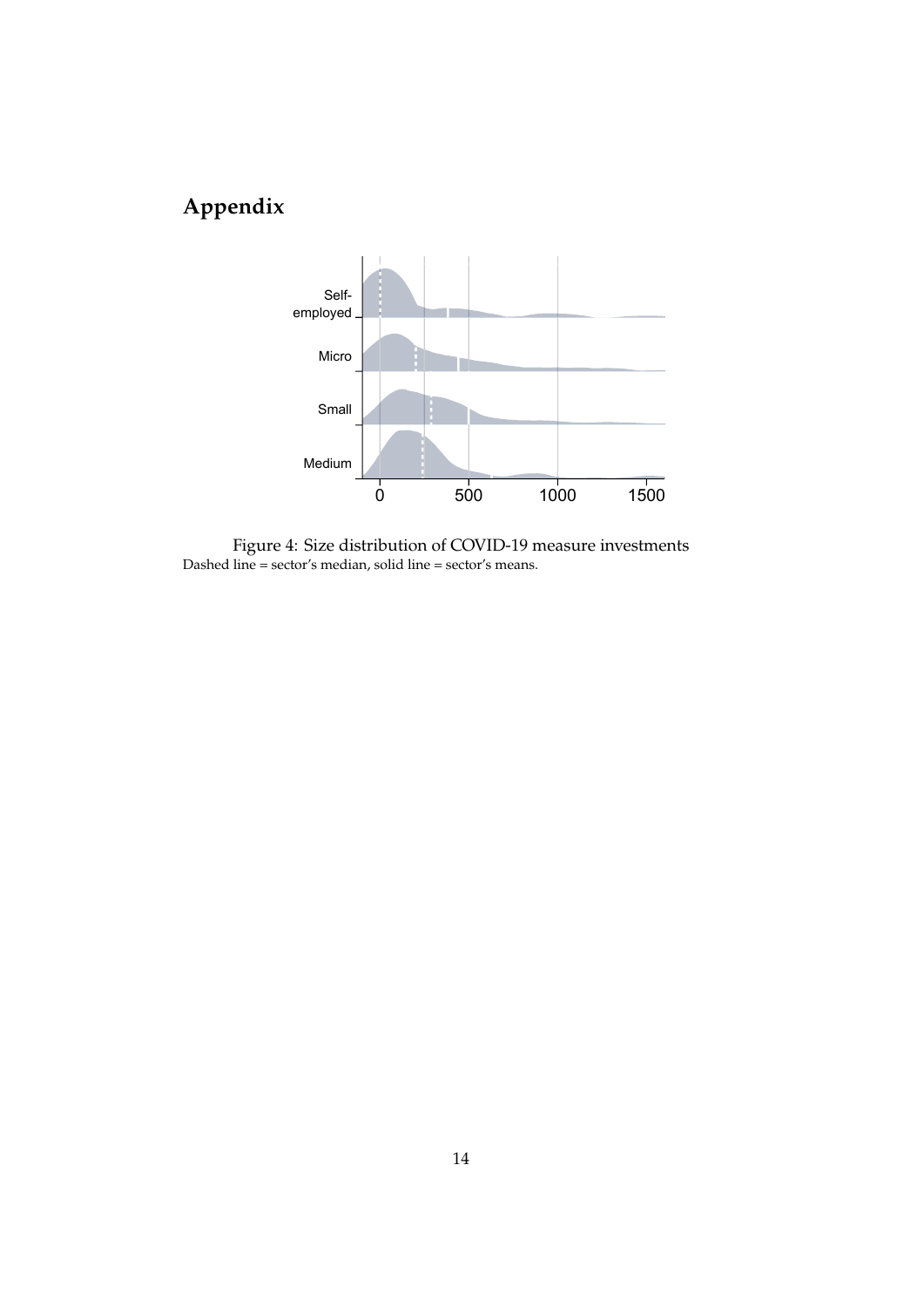# Appendix

Figure 4: Size distribution of COVID-19 measure investments
Dashed line = sector's median, solid line = sector's means.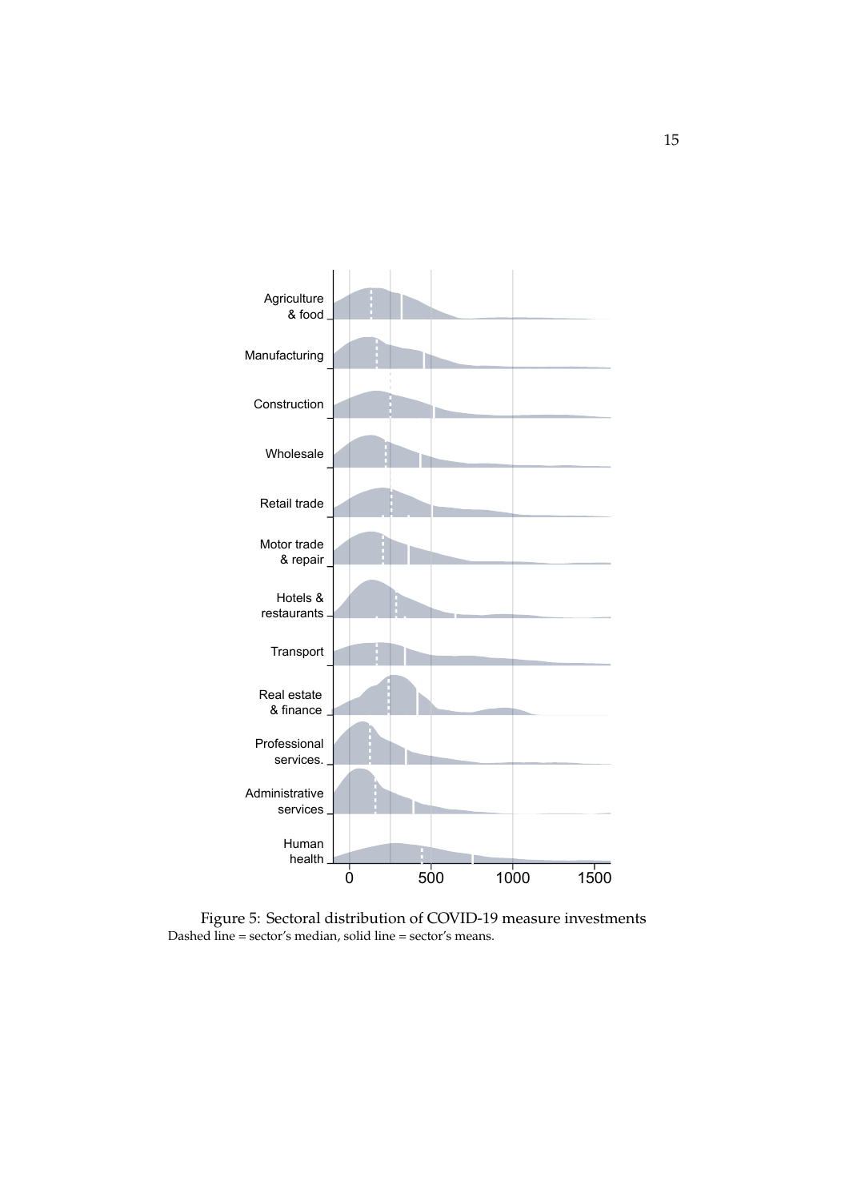Agriculture & food
Manufacturing
Construction
Wholesale
Retail trade
Motor trade & repair
Hotels & restaurants
Transport
Real estate & finance
Professional services.
Administrative services
Human health

0
500
1000
1500

Figure 5: Sectoral distribution of COVID-19 measure investments
Dashed line = sector's median, solid line = sector's means.